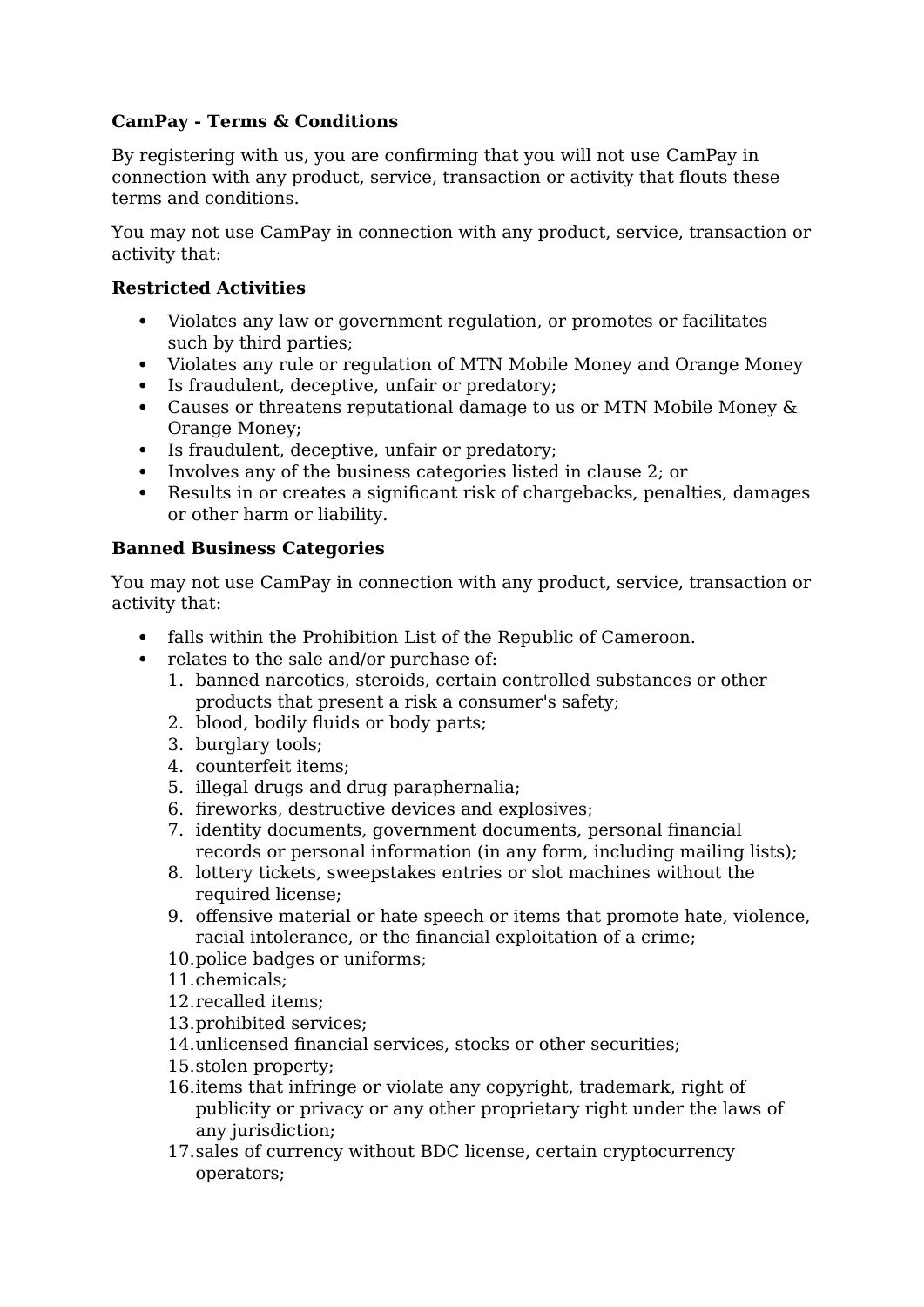**CamPay - Terms & Conditions**

By registering with us, you are confirming that you will not use CamPay in connection with any product, service, transaction or activity that flouts these terms and conditions.

You may not use CamPay in connection with any product, service, transaction or activity that:

**Restricted Activities**

- Violates any law or government regulation, or promotes or facilitates such by third parties;
- Violates any rule or regulation of MTN Mobile Money and Orange Money
- Is fraudulent, deceptive, unfair or predatory;
- Causes or threatens reputational damage to us or MTN Mobile Money & Orange Money;
- Is fraudulent, deceptive, unfair or predatory;
- Involves any of the business categories listed in clause 2; or
- Results in or creates a significant risk of chargebacks, penalties, damages or other harm or liability.

**Banned Business Categories**

You may not use CamPay in connection with any product, service, transaction or activity that:

- falls within the Prohibition List of the Republic of Cameroon.
- relates to the sale and/or purchase of:
  1. banned narcotics, steroids, certain controlled substances or other products that present a risk a consumer's safety;
  2. blood, bodily fluids or body parts;
  3. burglary tools;
  4. counterfeit items;
  5. illegal drugs and drug paraphernalia;
  6. fireworks, destructive devices and explosives;
  7. identity documents, government documents, personal financial records or personal information (in any form, including mailing lists);
  8. lottery tickets, sweepstakes entries or slot machines without the required license;
  9. offensive material or hate speech or items that promote hate, violence, racial intolerance, or the financial exploitation of a crime;
  10. police badges or uniforms;
  11. chemicals;
  12. recalled items;
  13. prohibited services;
  14. unlicensed financial services, stocks or other securities;
  15. stolen property;
  16. items that infringe or violate any copyright, trademark, right of publicity or privacy or any other proprietary right under the laws of any jurisdiction;
  17. sales of currency without BDC license, certain cryptocurrency operators;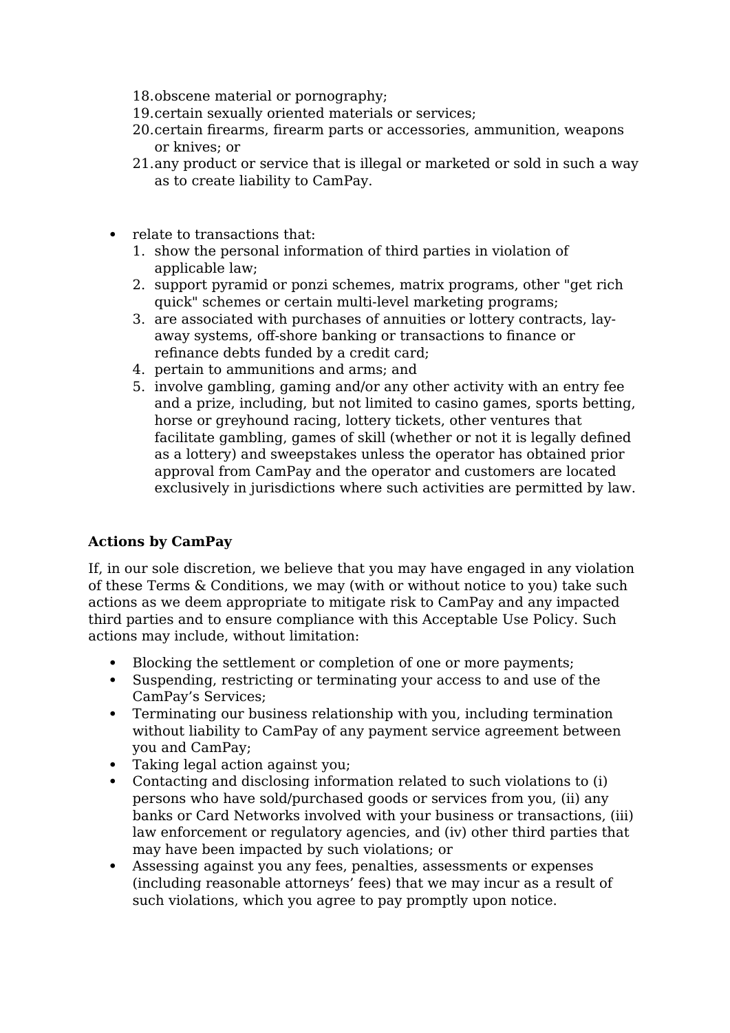18. obscene material or pornography;
19. certain sexually oriented materials or services;
20. certain firearms, firearm parts or accessories, ammunition, weapons or knives; or
21. any product or service that is illegal or marketed or sold in such a way as to create liability to CamPay.

- relate to transactions that:
  1. show the personal information of third parties in violation of applicable law;
  2. support pyramid or ponzi schemes, matrix programs, other "get rich quick" schemes or certain multi-level marketing programs;
  3. are associated with purchases of annuities or lottery contracts, lay-away systems, off-shore banking or transactions to finance or refinance debts funded by a credit card;
  4. pertain to ammunitions and arms; and
  5. involve gambling, gaming and/or any other activity with an entry fee and a prize, including, but not limited to casino games, sports betting, horse or greyhound racing, lottery tickets, other ventures that facilitate gambling, games of skill (whether or not it is legally defined as a lottery) and sweepstakes unless the operator has obtained prior approval from CamPay and the operator and customers are located exclusively in jurisdictions where such activities are permitted by law.

**Actions by CamPay**

If, in our sole discretion, we believe that you may have engaged in any violation of these Terms & Conditions, we may (with or without notice to you) take such actions as we deem appropriate to mitigate risk to CamPay and any impacted third parties and to ensure compliance with this Acceptable Use Policy. Such actions may include, without limitation:

- Blocking the settlement or completion of one or more payments;
- Suspending, restricting or terminating your access to and use of the CamPay's Services;
- Terminating our business relationship with you, including termination without liability to CamPay of any payment service agreement between you and CamPay;
- Taking legal action against you;
- Contacting and disclosing information related to such violations to (i) persons who have sold/purchased goods or services from you, (ii) any banks or Card Networks involved with your business or transactions, (iii) law enforcement or regulatory agencies, and (iv) other third parties that may have been impacted by such violations; or
- Assessing against you any fees, penalties, assessments or expenses (including reasonable attorneys' fees) that we may incur as a result of such violations, which you agree to pay promptly upon notice.